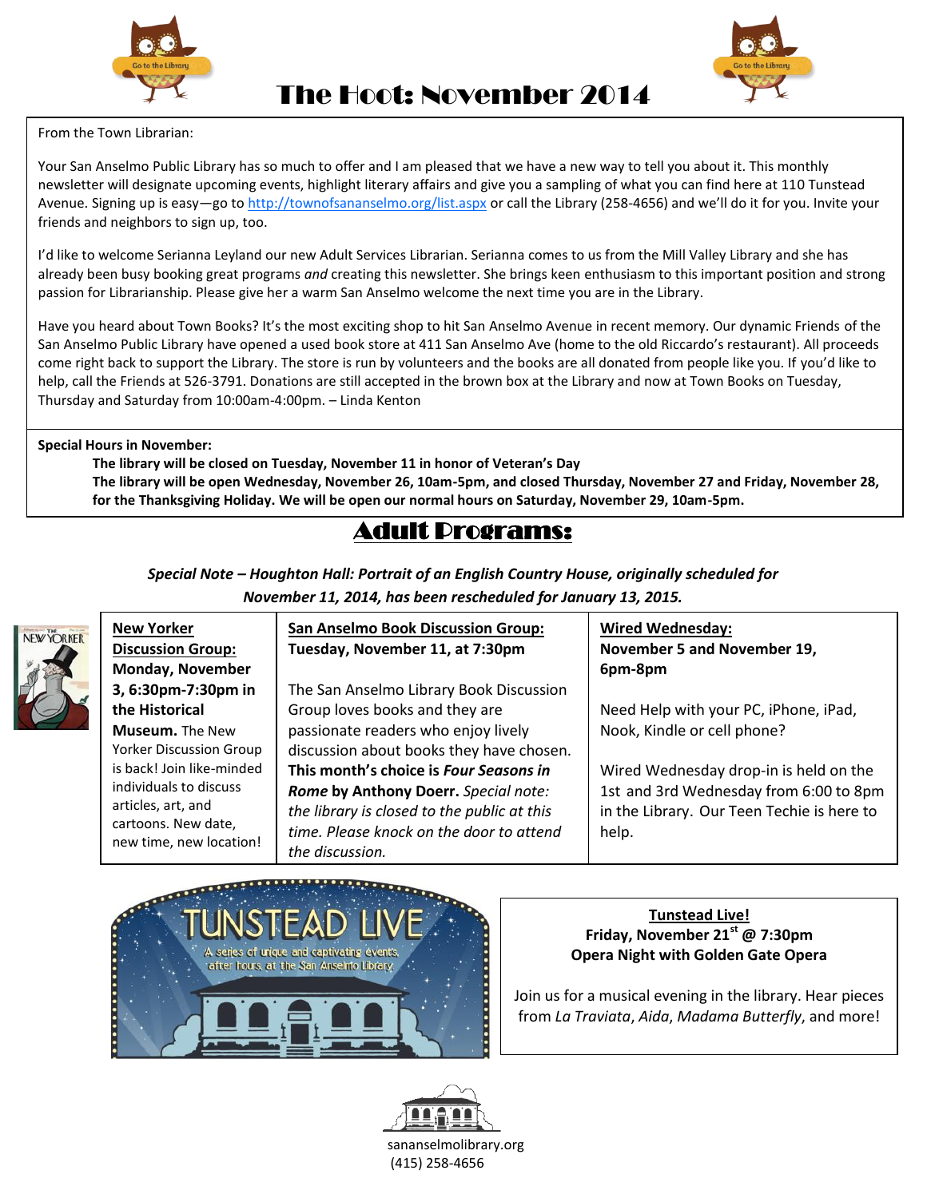# The Hoot: November 2014

From the Town Librarian:

Your San Anselmo Public Library has so much to offer and I am pleased that we have a new way to tell you about it. This monthly newsletter will designate upcoming events, highlight literary affairs and give you a sampling of what you can find here at 110 Tunstead Avenue. Signing up is easy—go to http://townofsananselmo.org/list.aspx or call the Library (258-4656) and we'll do it for you. Invite your friends and neighbors to sign up, too.

I'd like to welcome Serianna Leyland our new Adult Services Librarian. Serianna comes to us from the Mill Valley Library and she has already been busy booking great programs *and* creating this newsletter. She brings keen enthusiasm to this important position and strong passion for Librarianship. Please give her a warm San Anselmo welcome the next time you are in the Library.

Have you heard about Town Books? It's the most exciting shop to hit San Anselmo Avenue in recent memory. Our dynamic Friends of the San Anselmo Public Library have opened a used book store at 411 San Anselmo Ave (home to the old Riccardo's restaurant). All proceeds come right back to support the Library. The store is run by volunteers and the books are all donated from people like you. If you'd like to help, call the Friends at 526-3791. Donations are still accepted in the brown box at the Library and now at Town Books on Tuesday, Thursday and Saturday from 10:00am-4:00pm. – Linda Kenton

**Special Hours in November:**

**The library will be closed on Tuesday, November 11 in honor of Veteran's Day**
**The library will be open Wednesday, November 26, 10am-5pm, and closed Thursday, November 27 and Friday, November 28, for the Thanksgiving Holiday. We will be open our normal hours on Saturday, November 29, 10am-5pm.**

## Adult Programs:

***Special Note – Houghton Hall: Portrait of an English Country House, originally scheduled for November 11, 2014, has been rescheduled for January 13, 2015.***

**New Yorker Discussion Group: Monday, November 3, 6:30pm-7:30pm in the Historical Museum.** The New Yorker Discussion Group is back! Join like-minded individuals to discuss articles, art, and cartoons. New date, new time, new location!

**San Anselmo Book Discussion Group: Tuesday, November 11, at 7:30pm**

The San Anselmo Library Book Discussion Group loves books and they are passionate readers who enjoy lively discussion about books they have chosen. **This month's choice is *Four Seasons in Rome* by Anthony Doerr.** *Special note: the library is closed to the public at this time. Please knock on the door to attend the discussion.*

**Wired Wednesday: November 5 and November 19, 6pm-8pm**

Need Help with your PC, iPhone, iPad, Nook, Kindle or cell phone?

Wired Wednesday drop-in is held on the 1st and 3rd Wednesday from 6:00 to 8pm in the Library. Our Teen Techie is here to help.

**Tunstead Live!**
**Friday, November 21st @ 7:30pm**
**Opera Night with Golden Gate Opera**

Join us for a musical evening in the library. Hear pieces from *La Traviata*, *Aida*, *Madama Butterfly*, and more!

sananselmolibrary.org
(415) 258-4656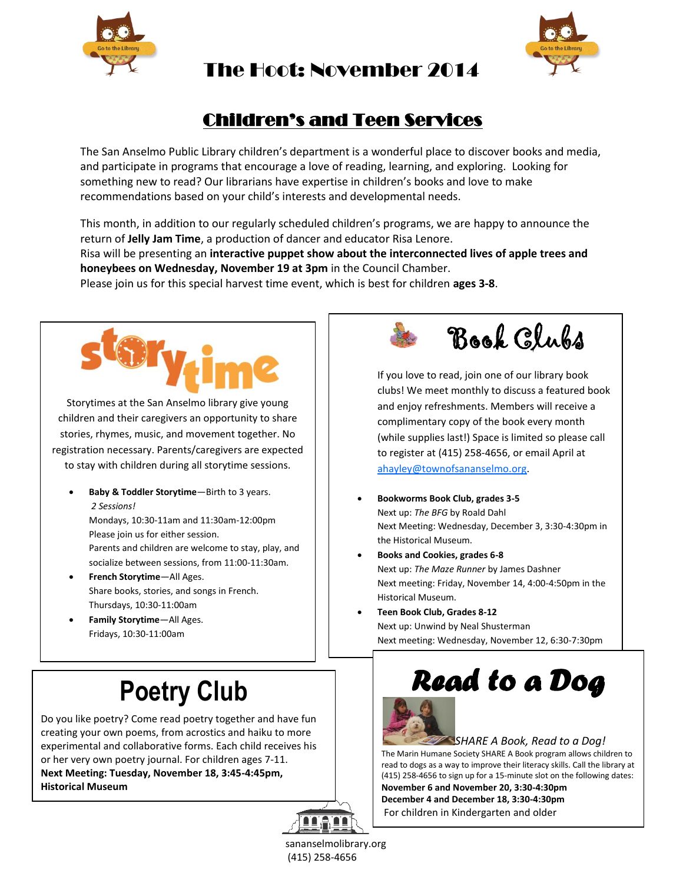# The Hoot: November 2014

## Children's and Teen Services

The San Anselmo Public Library children's department is a wonderful place to discover books and media, and participate in programs that encourage a love of reading, learning, and exploring. Looking for something new to read? Our librarians have expertise in children's books and love to make recommendations based on your child's interests and developmental needs.

This month, in addition to our regularly scheduled children's programs, we are happy to announce the return of **Jelly Jam Time**, a production of dancer and educator Risa Lenore.
Risa will be presenting an **interactive puppet show about the interconnected lives of apple trees and honeybees on Wednesday, November 19 at 3pm** in the Council Chamber.
Please join us for this special harvest time event, which is best for children **ages 3-8**.

## storytime

Storytimes at the San Anselmo library give young children and their caregivers an opportunity to share stories, rhymes, music, and movement together. No registration necessary. Parents/caregivers are expected to stay with children during all storytime sessions.

- **Baby & Toddler Storytime**—Birth to 3 years.
  *2 Sessions!*
  Mondays, 10:30-11am and 11:30am-12:00pm
  Please join us for either session.
  Parents and children are welcome to stay, play, and socialize between sessions, from 11:00-11:30am.
- **French Storytime**—All Ages.
  Share books, stories, and songs in French.
  Thursdays, 10:30-11:00am
- **Family Storytime**—All Ages.
  Fridays, 10:30-11:00am

## Book Clubs

If you love to read, join one of our library book clubs! We meet monthly to discuss a featured book and enjoy refreshments. Members will receive a complimentary copy of the book every month (while supplies last!) Space is limited so please call to register at (415) 258-4656, or email April at ahayley@townofsananselmo.org.

- **Bookworms Book Club, grades 3-5**
  Next up: *The BFG* by Roald Dahl
  Next Meeting: Wednesday, December 3, 3:30-4:30pm in the Historical Museum.
- **Books and Cookies, grades 6-8**
  Next up: *The Maze Runner* by James Dashner
  Next meeting: Friday, November 14, 4:00-4:50pm in the Historical Museum.
- **Teen Book Club, Grades 8-12**
  Next up: Unwind by Neal Shusterman
  Next meeting: Wednesday, November 12, 6:30-7:30pm

## Poetry Club

Do you like poetry? Come read poetry together and have fun creating your own poems, from acrostics and haiku to more experimental and collaborative forms. Each child receives his or her very own poetry journal. For children ages 7-11.
**Next Meeting: Tuesday, November 18, 3:45-4:45pm, Historical Museum**

## Read to a Dog

*SHARE A Book, Read to a Dog!*

The Marin Humane Society SHARE A Book program allows children to read to dogs as a way to improve their literacy skills. Call the library at (415) 258-4656 to sign up for a 15-minute slot on the following dates:
**November 6 and November 20, 3:30-4:30pm**
**December 4 and December 18, 3:30-4:30pm**
For children in Kindergarten and older

sananselmolibrary.org
(415) 258-4656